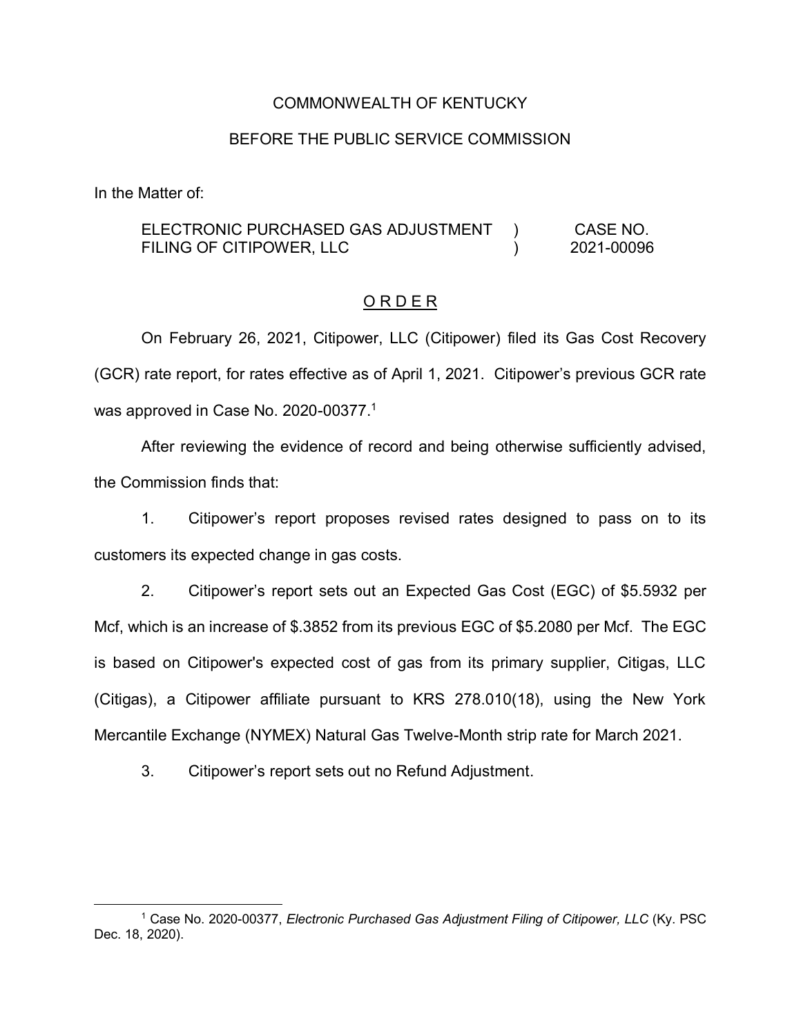COMMONWEALTH OF KENTUCKY

BEFORE THE PUBLIC SERVICE COMMISSION

In the Matter of:

| | | |
|---|---|---|
| ELECTRONIC PURCHASED GAS ADJUSTMENT FILING OF CITIPOWER, LLC | ) ) | CASE NO. 2021-00096 |

## O R D E R

On February 26, 2021, Citipower, LLC (Citipower) filed its Gas Cost Recovery (GCR) rate report, for rates effective as of April 1, 2021. Citipower's previous GCR rate was approved in Case No. 2020-00377.[1]

After reviewing the evidence of record and being otherwise sufficiently advised, the Commission finds that:

1. Citipower's report proposes revised rates designed to pass on to its customers its expected change in gas costs.

2. Citipower's report sets out an Expected Gas Cost (EGC) of $5.5932 per Mcf, which is an increase of $.3852 from its previous EGC of $5.2080 per Mcf. The EGC is based on Citipower's expected cost of gas from its primary supplier, Citigas, LLC (Citigas), a Citipower affiliate pursuant to KRS 278.010(18), using the New York Mercantile Exchange (NYMEX) Natural Gas Twelve-Month strip rate for March 2021.

3. Citipower's report sets out no Refund Adjustment.

---

[1] Case No. 2020-00377, *Electronic Purchased Gas Adjustment Filing of Citipower, LLC* (Ky. PSC Dec. 18, 2020).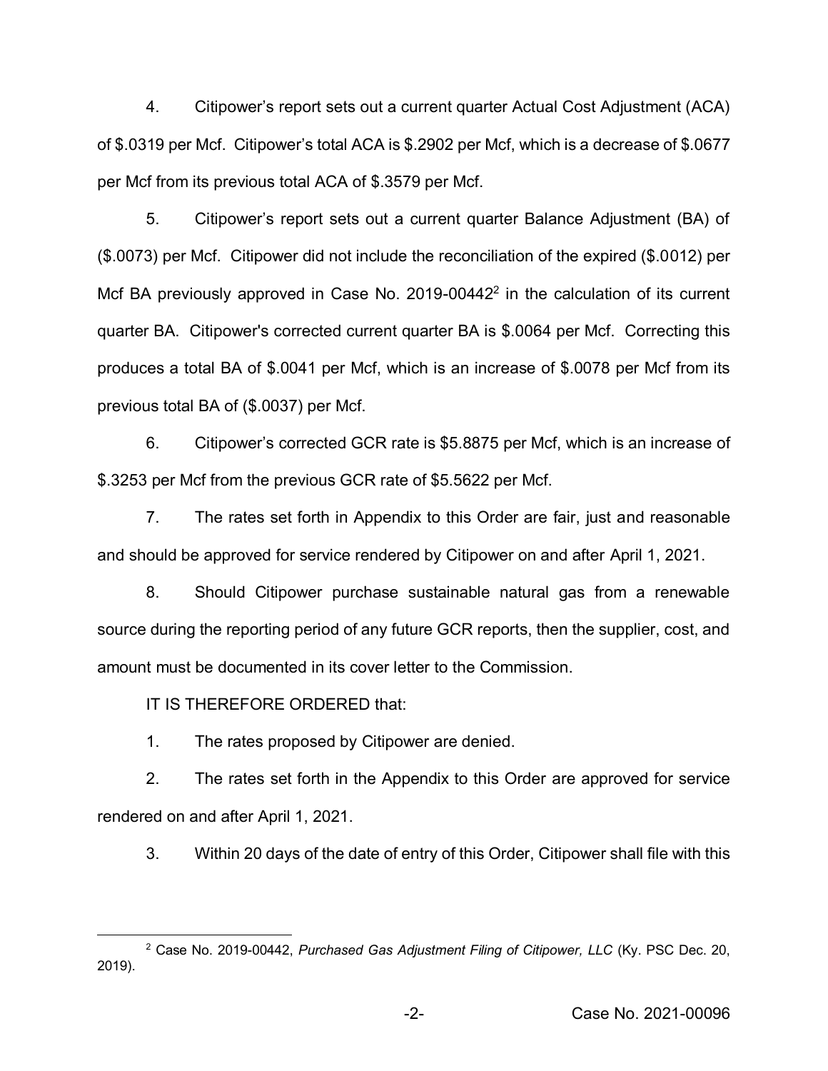4. Citipower's report sets out a current quarter Actual Cost Adjustment (ACA) of $.0319 per Mcf. Citipower's total ACA is $.2902 per Mcf, which is a decrease of $.0677 per Mcf from its previous total ACA of $.3579 per Mcf.

5. Citipower's report sets out a current quarter Balance Adjustment (BA) of ($.0073) per Mcf. Citipower did not include the reconciliation of the expired ($.0012) per Mcf BA previously approved in Case No. 2019-00442[2] in the calculation of its current quarter BA. Citipower's corrected current quarter BA is $.0064 per Mcf. Correcting this produces a total BA of $.0041 per Mcf, which is an increase of $.0078 per Mcf from its previous total BA of ($.0037) per Mcf.

6. Citipower's corrected GCR rate is $5.8875 per Mcf, which is an increase of $.3253 per Mcf from the previous GCR rate of $5.5622 per Mcf.

7. The rates set forth in Appendix to this Order are fair, just and reasonable and should be approved for service rendered by Citipower on and after April 1, 2021.

8. Should Citipower purchase sustainable natural gas from a renewable source during the reporting period of any future GCR reports, then the supplier, cost, and amount must be documented in its cover letter to the Commission.

IT IS THEREFORE ORDERED that:

1. The rates proposed by Citipower are denied.

2. The rates set forth in the Appendix to this Order are approved for service rendered on and after April 1, 2021.

3. Within 20 days of the date of entry of this Order, Citipower shall file with this

---

[2] Case No. 2019-00442, *Purchased Gas Adjustment Filing of Citipower, LLC* (Ky. PSC Dec. 20, 2019).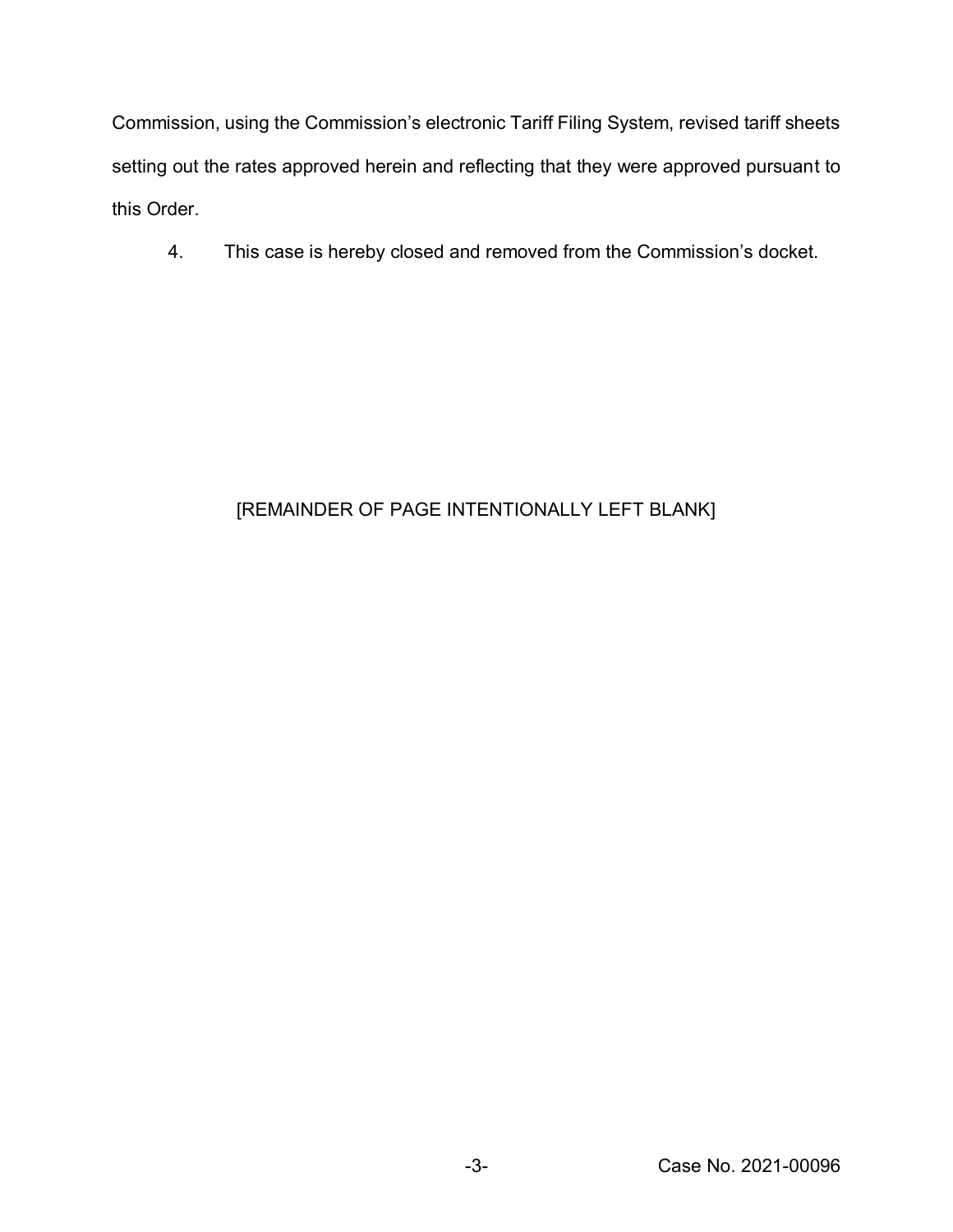Commission, using the Commission's electronic Tariff Filing System, revised tariff sheets setting out the rates approved herein and reflecting that they were approved pursuant to this Order.

4. This case is hereby closed and removed from the Commission's docket.

[REMAINDER OF PAGE INTENTIONALLY LEFT BLANK]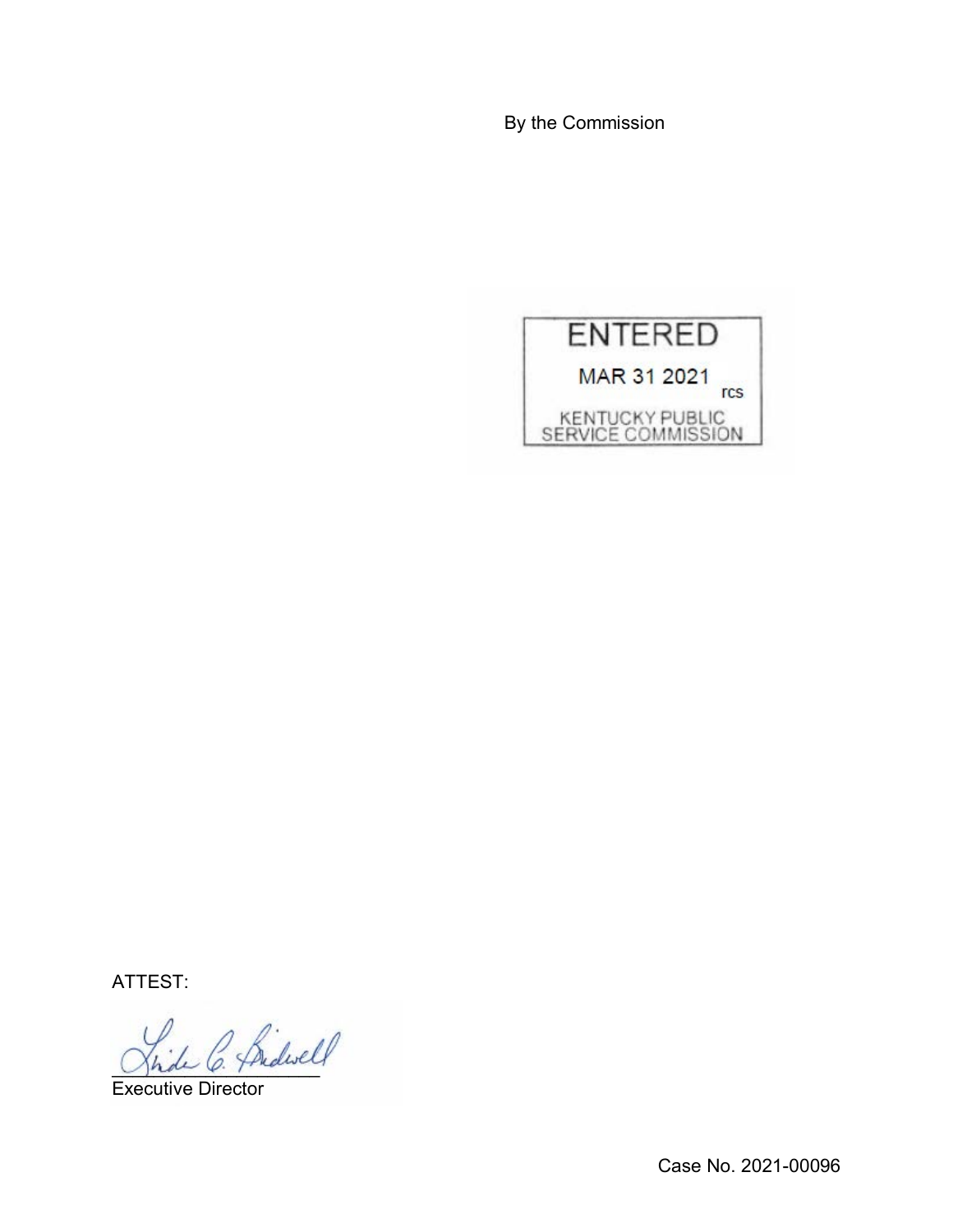By the Commission

ENTERED

MAR 31 2021

rcs

KENTUCKY PUBLIC SERVICE COMMISSION

ATTEST:

Executive Director

Case No. 2021-00096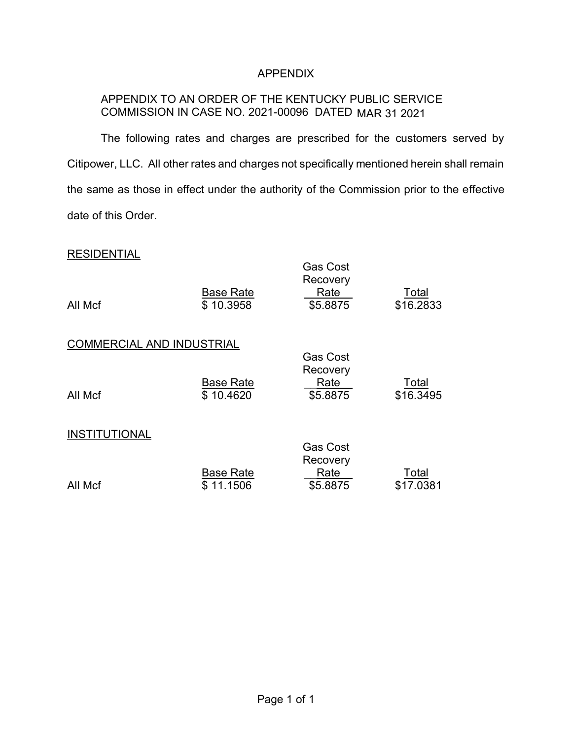# APPENDIX

APPENDIX TO AN ORDER OF THE KENTUCKY PUBLIC SERVICE COMMISSION IN CASE NO. 2021-00096 DATED MAR 31 2021

The following rates and charges are prescribed for the customers served by Citipower, LLC. All other rates and charges not specifically mentioned herein shall remain the same as those in effect under the authority of the Commission prior to the effective date of this Order.

RESIDENTIAL

| | Base Rate | Gas Cost Recovery Rate | Total |
|---|---|---|---|
| All Mcf | $ 10.3958 | $5.8875 | $16.2833 |

COMMERCIAL AND INDUSTRIAL

| | Base Rate | Gas Cost Recovery Rate | Total |
|---|---|---|---|
| All Mcf | $ 10.4620 | $5.8875 | $16.3495 |

INSTITUTIONAL

| | Base Rate | Gas Cost Recovery Rate | Total |
|---|---|---|---|
| All Mcf | $ 11.1506 | $5.8875 | $17.0381 |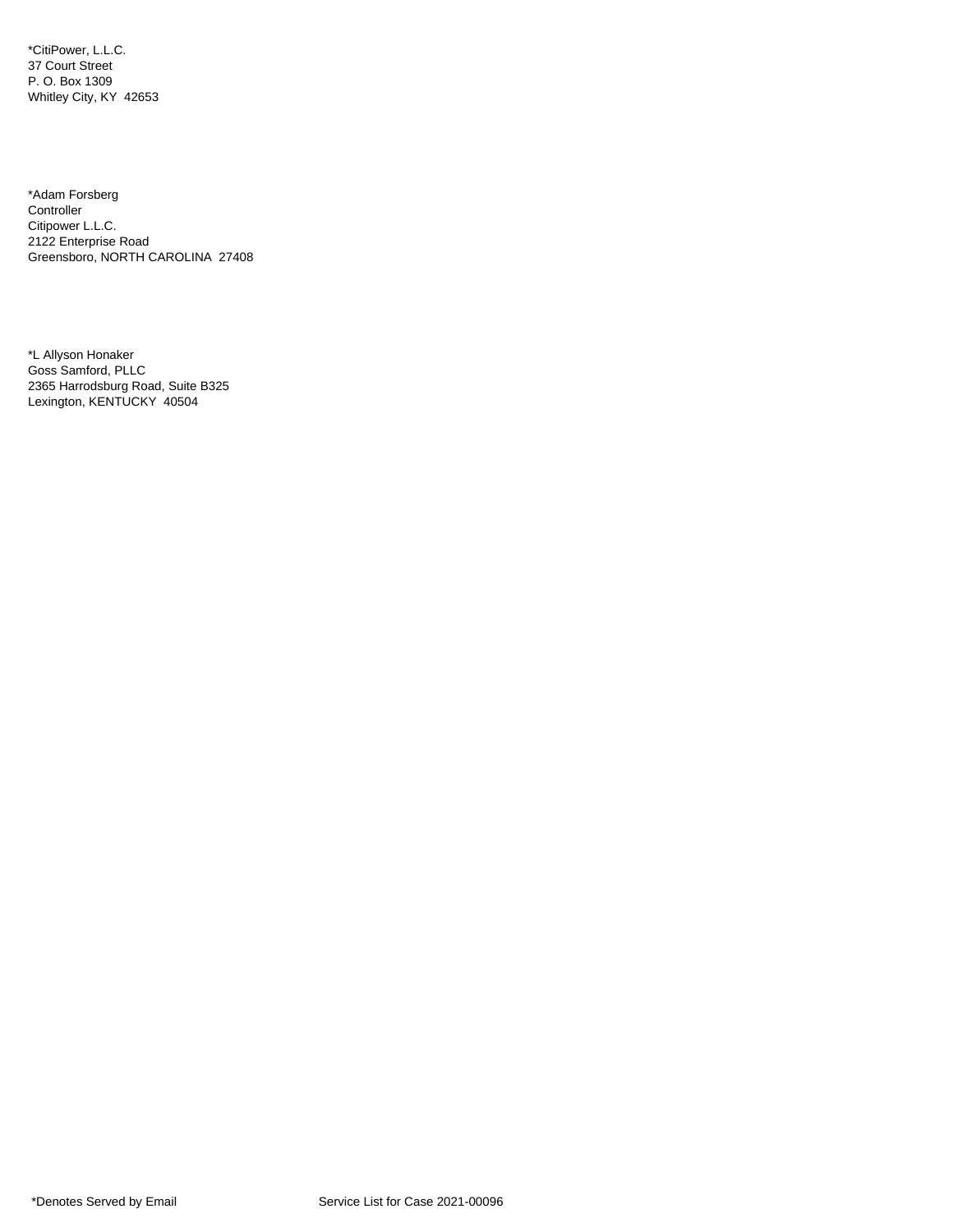*CitiPower, L.L.C.
37 Court Street
P. O. Box 1309
Whitley City, KY  42653

*Adam Forsberg
Controller
Citipower L.L.C.
2122 Enterprise Road
Greensboro, NORTH CAROLINA  27408

*L Allyson Honaker
Goss Samford, PLLC
2365 Harrodsburg Road, Suite B325
Lexington, KENTUCKY  40504

*Denotes Served by Email

Service List for Case 2021-00096